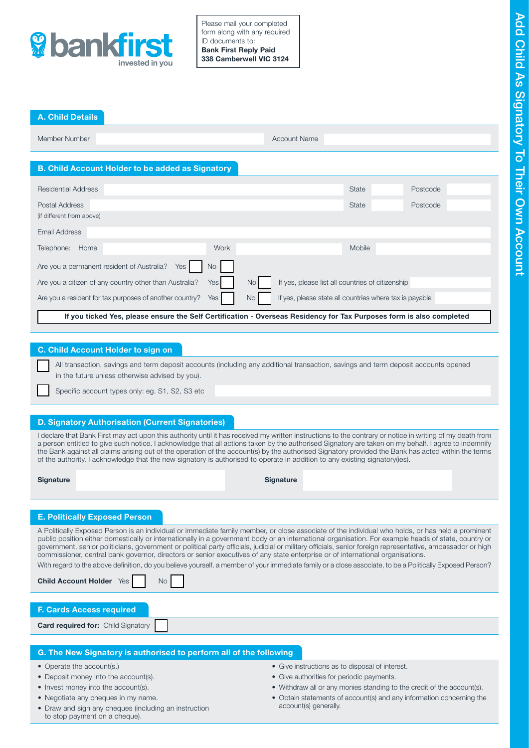# Add Child As Signatory To Their Own Account

bankfirst invested in you

Please mail your completed form along with any required ID documents to:
**Bank First Reply Paid**
**338 Camberwell VIC 3124**

## A. Child Details

Member Number ______ Account Name ______

## B. Child Account Holder to be added as Signatory

Residential Address ______ State ______ Postcode ______

Postal Address ______ State ______ Postcode ______
(if different from above)

Email Address ______

Telephone: Home ______ Work ______ Mobile ______

Are you a permanent resident of Australia? Yes ☐ No ☐

Are you a citizen of any country other than Australia? Yes ☐ No ☐ If yes, please list all countries of citizenship ______

Are you a resident for tax purposes of another country? Yes ☐ No ☐ If yes, please state all countries where tax is payable ______

**If you ticked Yes, please ensure the Self Certification - Overseas Residency for Tax Purposes form is also completed**

## C. Child Account Holder to sign on

☐ All transaction, savings and term deposit accounts (including any additional transaction, savings and term deposit accounts opened in the future unless otherwise advised by you).

☐ Specific account types only: eg. S1, S2, S3 etc ______

## D. Signatory Authorisation (Current Signatories)

I declare that Bank First may act upon this authority until it has received my written instructions to the contrary or notice in writing of my death from a person entitled to give such notice. I acknowledge that all actions taken by the authorised Signatory are taken on my behalf. I agree to indemnify the Bank against all claims arising out of the operation of the account(s) by the authorised Signatory provided the Bank has acted within the terms of the authority. I acknowledge that the new signatory is authorised to operate in addition to any existing signatory(ies).

**Signature** ______ **Signature** ______

## E. Politically Exposed Person

A Politically Exposed Person is an individual or immediate family member, or close associate of the individual who holds, or has held a prominent public position either domestically or internationally in a government body or an international organisation. For example heads of state, country or government, senior politicians, government or political party officials, judicial or military officials, senior foreign representative, ambassador or high commissioner, central bank governor, directors or senior executives of any state enterprise or of international organisations.

With regard to the above definition, do you believe yourself, a member of your immediate family or a close associate, to be a Politically Exposed Person?

**Child Account Holder** Yes ☐ No ☐

## F. Cards Access required

**Card required for:** Child Signatory ☐

## G. The New Signatory is authorised to perform all of the following

- Operate the account(s.)
- Deposit money into the account(s).
- Invest money into the account(s).
- Negotiate any cheques in my name.
- Draw and sign any cheques (including an instruction to stop payment on a cheque).
- Give instructions as to disposal of interest.
- Give authorities for periodic payments.
- Withdraw all or any monies standing to the credit of the account(s).
- Obtain statements of account(s) and any information concerning the account(s) generally.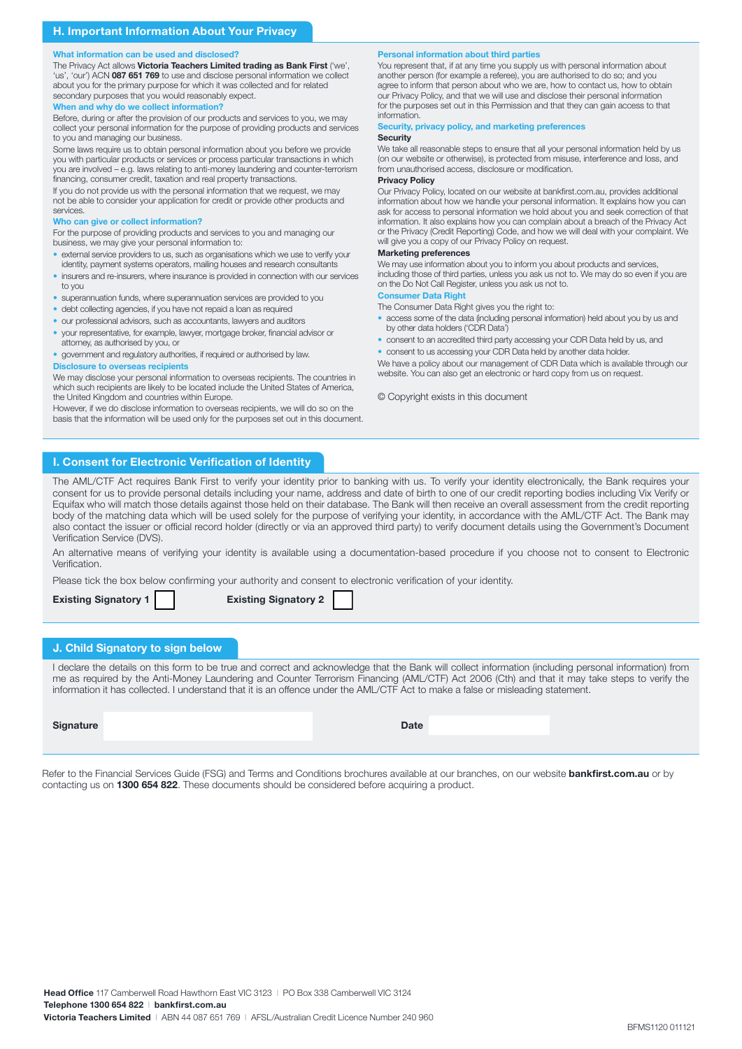## H. Important Information About Your Privacy

### What information can be used and disclosed?

The Privacy Act allows **Victoria Teachers Limited trading as Bank First** ('we', 'us', 'our') ACN **087 651 769** to use and disclose personal information we collect about you for the primary purpose for which it was collected and for related secondary purposes that you would reasonably expect.

### When and why do we collect information?

Before, during or after the provision of our products and services to you, we may collect your personal information for the purpose of providing products and services to you and managing our business.

Some laws require us to obtain personal information about you before we provide you with particular products or services or process particular transactions in which you are involved – e.g. laws relating to anti-money laundering and counter-terrorism financing, consumer credit, taxation and real property transactions.

If you do not provide us with the personal information that we request, we may not be able to consider your application for credit or provide other products and services.

### Who can give or collect information?

For the purpose of providing products and services to you and managing our business, we may give your personal information to:

- external service providers to us, such as organisations which we use to verify your identity, payment systems operators, mailing houses and research consultants
- insurers and re-insurers, where insurance is provided in connection with our services to you
- superannuation funds, where superannuation services are provided to you
- debt collecting agencies, if you have not repaid a loan as required
- our professional advisors, such as accountants, lawyers and auditors
- your representative, for example, lawyer, mortgage broker, financial advisor or attorney, as authorised by you, or
- government and regulatory authorities, if required or authorised by law.

### Disclosure to overseas recipients

We may disclose your personal information to overseas recipients. The countries in which such recipients are likely to be located include the United States of America, the United Kingdom and countries within Europe.

However, if we do disclose information to overseas recipients, we will do so on the basis that the information will be used only for the purposes set out in this document.

### Personal information about third parties

You represent that, if at any time you supply us with personal information about another person (for example a referee), you are authorised to do so; and you agree to inform that person about who we are, how to contact us, how to obtain our Privacy Policy, and that we will use and disclose their personal information for the purposes set out in this Permission and that they can gain access to that information.

### Security, privacy policy, and marketing preferences

**Security**

We take all reasonable steps to ensure that all your personal information held by us (on our website or otherwise), is protected from misuse, interference and loss, and from unauthorised access, disclosure or modification.

**Privacy Policy**

Our Privacy Policy, located on our website at bankfirst.com.au, provides additional information about how we handle your personal information. It explains how you can ask for access to personal information we hold about you and seek correction of that information. It also explains how you can complain about a breach of the Privacy Act or the Privacy (Credit Reporting) Code, and how we will deal with your complaint. We will give you a copy of our Privacy Policy on request.

**Marketing preferences**

We may use information about you to inform you about products and services, including those of third parties, unless you ask us not to. We may do so even if you are on the Do Not Call Register, unless you ask us not to.

### Consumer Data Right

The Consumer Data Right gives you the right to:

- access some of the data (including personal information) held about you by us and by other data holders ('CDR Data')
- consent to an accredited third party accessing your CDR Data held by us, and
- consent to us accessing your CDR Data held by another data holder.

We have a policy about our management of CDR Data which is available through our website. You can also get an electronic or hard copy from us on request.

© Copyright exists in this document

## I. Consent for Electronic Verification of Identity

The AML/CTF Act requires Bank First to verify your identity prior to banking with us. To verify your identity electronically, the Bank requires your consent for us to provide personal details including your name, address and date of birth to one of our credit reporting bodies including Vix Verify or Equifax who will match those details against those held on their database. The Bank will then receive an overall assessment from the credit reporting body of the matching data which will be used solely for the purpose of verifying your identity, in accordance with the AML/CTF Act. The Bank may also contact the issuer or official record holder (directly or via an approved third party) to verify document details using the Government's Document Verification Service (DVS).

An alternative means of verifying your identity is available using a documentation-based procedure if you choose not to consent to Electronic Verification.

Please tick the box below confirming your authority and consent to electronic verification of your identity.

**Existing Signatory 1** ☐ **Existing Signatory 2** ☐

## J. Child Signatory to sign below

I declare the details on this form to be true and correct and acknowledge that the Bank will collect information (including personal information) from me as required by the Anti-Money Laundering and Counter Terrorism Financing (AML/CTF) Act 2006 (Cth) and that it may take steps to verify the information it has collected. I understand that it is an offence under the AML/CTF Act to make a false or misleading statement.

**Signature** ____________________ **Date** ____________

Refer to the Financial Services Guide (FSG) and Terms and Conditions brochures available at our branches, on our website **bankfirst.com.au** or by contacting us on **1300 654 822**. These documents should be considered before acquiring a product.

**Head Office** 117 Camberwell Road Hawthorn East VIC 3123 | PO Box 338 Camberwell VIC 3124
**Telephone 1300 654 822** | **bankfirst.com.au**
**Victoria Teachers Limited** | ABN 44 087 651 769 | AFSL/Australian Credit Licence Number 240 960

BFMS1120 011121